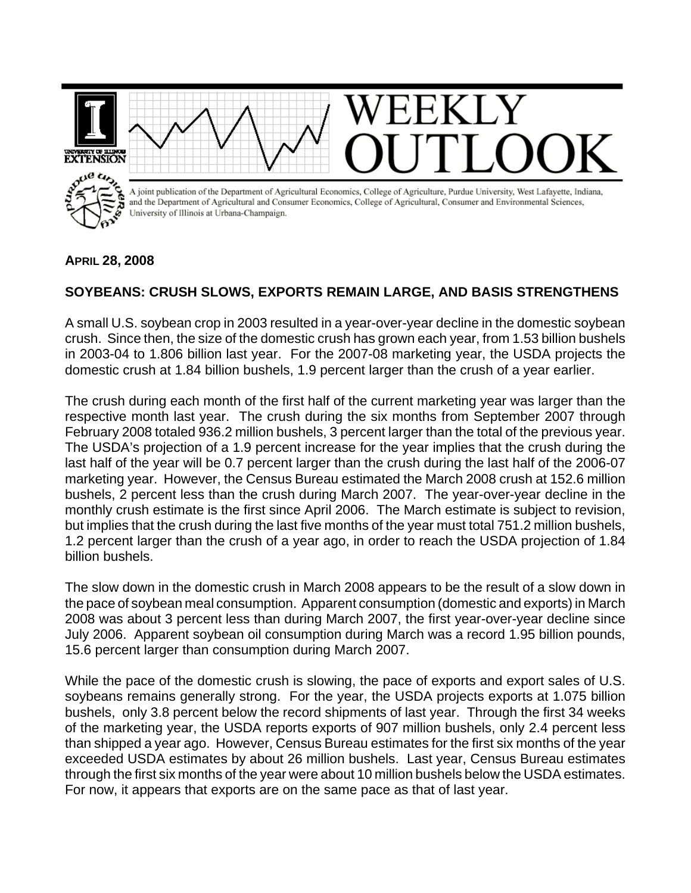# WEEKLY OUTLOOK

A joint publication of the Department of Agricultural Economics, College of Agriculture, Purdue University, West Lafayette, Indiana, and the Department of Agricultural and Consumer Economics, College of Agricultural, Consumer and Environmental Sciences, University of Illinois at Urbana-Champaign.

**APRIL 28, 2008**

## SOYBEANS: CRUSH SLOWS, EXPORTS REMAIN LARGE, AND BASIS STRENGTHENS

A small U.S. soybean crop in 2003 resulted in a year-over-year decline in the domestic soybean crush. Since then, the size of the domestic crush has grown each year, from 1.53 billion bushels in 2003-04 to 1.806 billion last year. For the 2007-08 marketing year, the USDA projects the domestic crush at 1.84 billion bushels, 1.9 percent larger than the crush of a year earlier.

The crush during each month of the first half of the current marketing year was larger than the respective month last year. The crush during the six months from September 2007 through February 2008 totaled 936.2 million bushels, 3 percent larger than the total of the previous year. The USDA's projection of a 1.9 percent increase for the year implies that the crush during the last half of the year will be 0.7 percent larger than the crush during the last half of the 2006-07 marketing year. However, the Census Bureau estimated the March 2008 crush at 152.6 million bushels, 2 percent less than the crush during March 2007. The year-over-year decline in the monthly crush estimate is the first since April 2006. The March estimate is subject to revision, but implies that the crush during the last five months of the year must total 751.2 million bushels, 1.2 percent larger than the crush of a year ago, in order to reach the USDA projection of 1.84 billion bushels.

The slow down in the domestic crush in March 2008 appears to be the result of a slow down in the pace of soybean meal consumption. Apparent consumption (domestic and exports) in March 2008 was about 3 percent less than during March 2007, the first year-over-year decline since July 2006. Apparent soybean oil consumption during March was a record 1.95 billion pounds, 15.6 percent larger than consumption during March 2007.

While the pace of the domestic crush is slowing, the pace of exports and export sales of U.S. soybeans remains generally strong. For the year, the USDA projects exports at 1.075 billion bushels, only 3.8 percent below the record shipments of last year. Through the first 34 weeks of the marketing year, the USDA reports exports of 907 million bushels, only 2.4 percent less than shipped a year ago. However, Census Bureau estimates for the first six months of the year exceeded USDA estimates by about 26 million bushels. Last year, Census Bureau estimates through the first six months of the year were about 10 million bushels below the USDA estimates. For now, it appears that exports are on the same pace as that of last year.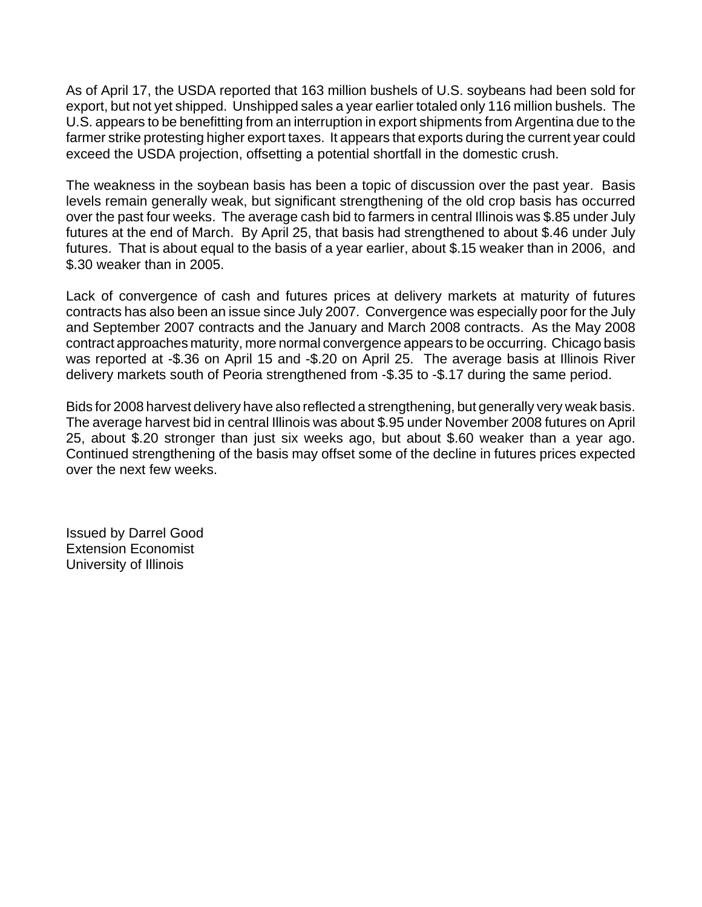As of April 17, the USDA reported that 163 million bushels of U.S. soybeans had been sold for export, but not yet shipped. Unshipped sales a year earlier totaled only 116 million bushels. The U.S. appears to be benefitting from an interruption in export shipments from Argentina due to the farmer strike protesting higher export taxes. It appears that exports during the current year could exceed the USDA projection, offsetting a potential shortfall in the domestic crush.

The weakness in the soybean basis has been a topic of discussion over the past year. Basis levels remain generally weak, but significant strengthening of the old crop basis has occurred over the past four weeks. The average cash bid to farmers in central Illinois was $.85 under July futures at the end of March. By April 25, that basis had strengthened to about $.46 under July futures. That is about equal to the basis of a year earlier, about $.15 weaker than in 2006, and $.30 weaker than in 2005.

Lack of convergence of cash and futures prices at delivery markets at maturity of futures contracts has also been an issue since July 2007. Convergence was especially poor for the July and September 2007 contracts and the January and March 2008 contracts. As the May 2008 contract approaches maturity, more normal convergence appears to be occurring. Chicago basis was reported at -$.36 on April 15 and -$.20 on April 25. The average basis at Illinois River delivery markets south of Peoria strengthened from -$.35 to -$.17 during the same period.

Bids for 2008 harvest delivery have also reflected a strengthening, but generally very weak basis. The average harvest bid in central Illinois was about $.95 under November 2008 futures on April 25, about $.20 stronger than just six weeks ago, but about $.60 weaker than a year ago. Continued strengthening of the basis may offset some of the decline in futures prices expected over the next few weeks.

Issued by Darrel Good
Extension Economist
University of Illinois